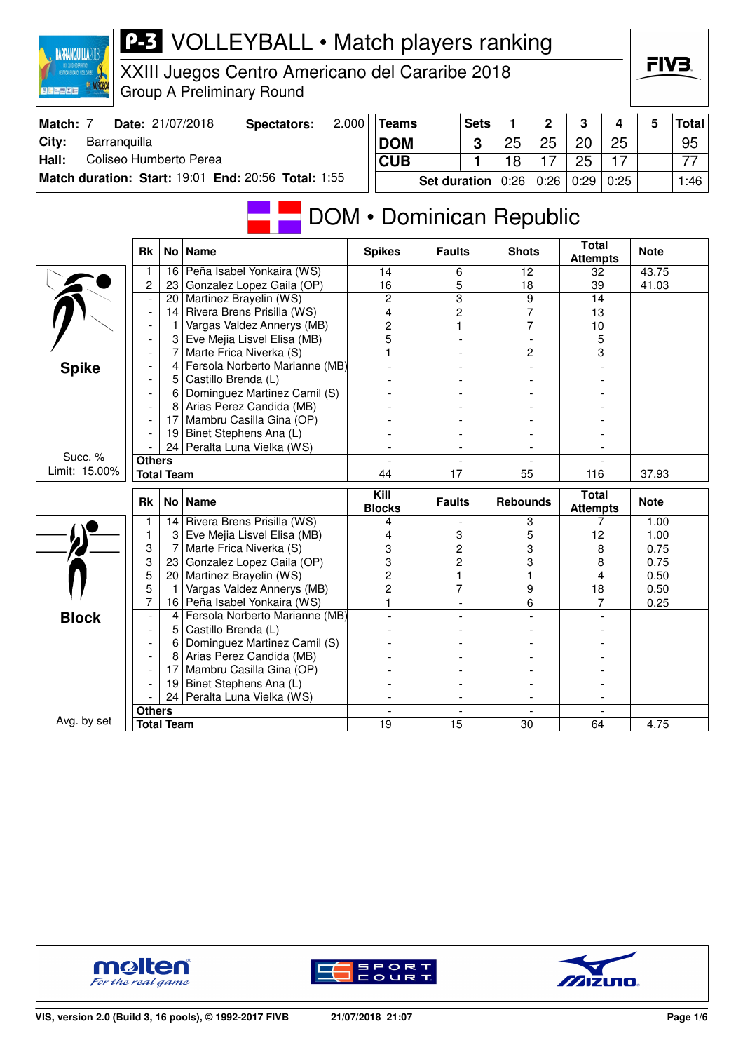# P-3 VOLLEYBALL • Match players ranking

XXIII Juegos Centro Americano del Cararibe 2018
Group A Preliminary Round

| Match: 7 | Date: 21/07/2018 | Spectators: | 2.000 |
|---|---|---|---|
| City: | Barranquilla | | |
| Hall: | Coliseo Humberto Perea | | |
| Match duration: Start: 19:01 | End: 20:56 | Total: 1:55 | |

| Teams | Sets | 1 | 2 | 3 | 4 | 5 | Total |
|---|---|---|---|---|---|---|---|
| DOM | 3 | 25 | 25 | 20 | 25 | | 95 |
| CUB | 1 | 18 | 17 | 25 | 17 | | 77 |
| Set duration | | 0:26 | 0:26 | 0:29 | 0:25 | | 1:46 |

## DOM • Dominican Republic

### Spike

Succ. % Limit: 15.00%

| Rk | No | Name | Spikes | Faults | Shots | Total Attempts | Note |
|---|---|---|---|---|---|---|---|
| 1 | 16 | Peña Isabel Yonkaira (WS) | 14 | 6 | 12 | 32 | 43.75 |
| 2 | 23 | Gonzalez Lopez Gaila (OP) | 16 | 5 | 18 | 39 | 41.03 |
| - | 20 | Martinez Brayelin (WS) | 2 | 3 | 9 | 14 | |
| - | 14 | Rivera Brens Prisilla (WS) | 4 | 2 | 7 | 13 | |
| - | 1 | Vargas Valdez Annerys (MB) | 2 | 1 | 7 | 10 | |
| - | 3 | Eve Mejia Lisvel Elisa (MB) | 5 | - | - | 5 | |
| - | 7 | Marte Frica Niverka (S) | 1 | - | 2 | 3 | |
| - | 4 | Fersola Norberto Marianne (MB) | - | - | - | - | |
| - | 5 | Castillo Brenda (L) | - | - | - | - | |
| - | 6 | Dominguez Martinez Camil (S) | - | - | - | - | |
| - | 8 | Arias Perez Candida (MB) | - | - | - | - | |
| - | 17 | Mambru Casilla Gina (OP) | - | - | - | - | |
| - | 19 | Binet Stephens Ana (L) | - | - | - | - | |
| - | 24 | Peralta Luna Vielka (WS) | - | - | - | - | |
| Others | | | - | - | - | - | |
| Total Team | | | 44 | 17 | 55 | 116 | 37.93 |

### Block

Avg. by set

| Rk | No | Name | Kill Blocks | Faults | Rebounds | Total Attempts | Note |
|---|---|---|---|---|---|---|---|
| 1 | 14 | Rivera Brens Prisilla (WS) | 4 | - | 3 | 7 | 1.00 |
| 1 | 3 | Eve Mejia Lisvel Elisa (MB) | 4 | 3 | 5 | 12 | 1.00 |
| 3 | 7 | Marte Frica Niverka (S) | 3 | 2 | 3 | 8 | 0.75 |
| 3 | 23 | Gonzalez Lopez Gaila (OP) | 3 | 2 | 3 | 8 | 0.75 |
| 5 | 20 | Martinez Brayelin (WS) | 2 | 1 | 1 | 4 | 0.50 |
| 5 | 1 | Vargas Valdez Annerys (MB) | 2 | 7 | 9 | 18 | 0.50 |
| 7 | 16 | Peña Isabel Yonkaira (WS) | 1 | - | 6 | 7 | 0.25 |
| - | 4 | Fersola Norberto Marianne (MB) | - | - | - | - | |
| - | 5 | Castillo Brenda (L) | - | - | - | - | |
| - | 6 | Dominguez Martinez Camil (S) | - | - | - | - | |
| - | 8 | Arias Perez Candida (MB) | - | - | - | - | |
| - | 17 | Mambru Casilla Gina (OP) | - | - | - | - | |
| - | 19 | Binet Stephens Ana (L) | - | - | - | - | |
| - | 24 | Peralta Luna Vielka (WS) | - | - | - | - | |
| Others | | | - | - | - | - | |
| Total Team | | | 19 | 15 | 30 | 64 | 4.75 |

VIS, version 2.0 (Build 3, 16 pools), © 1992-2017 FIVB 21/07/2018 21:07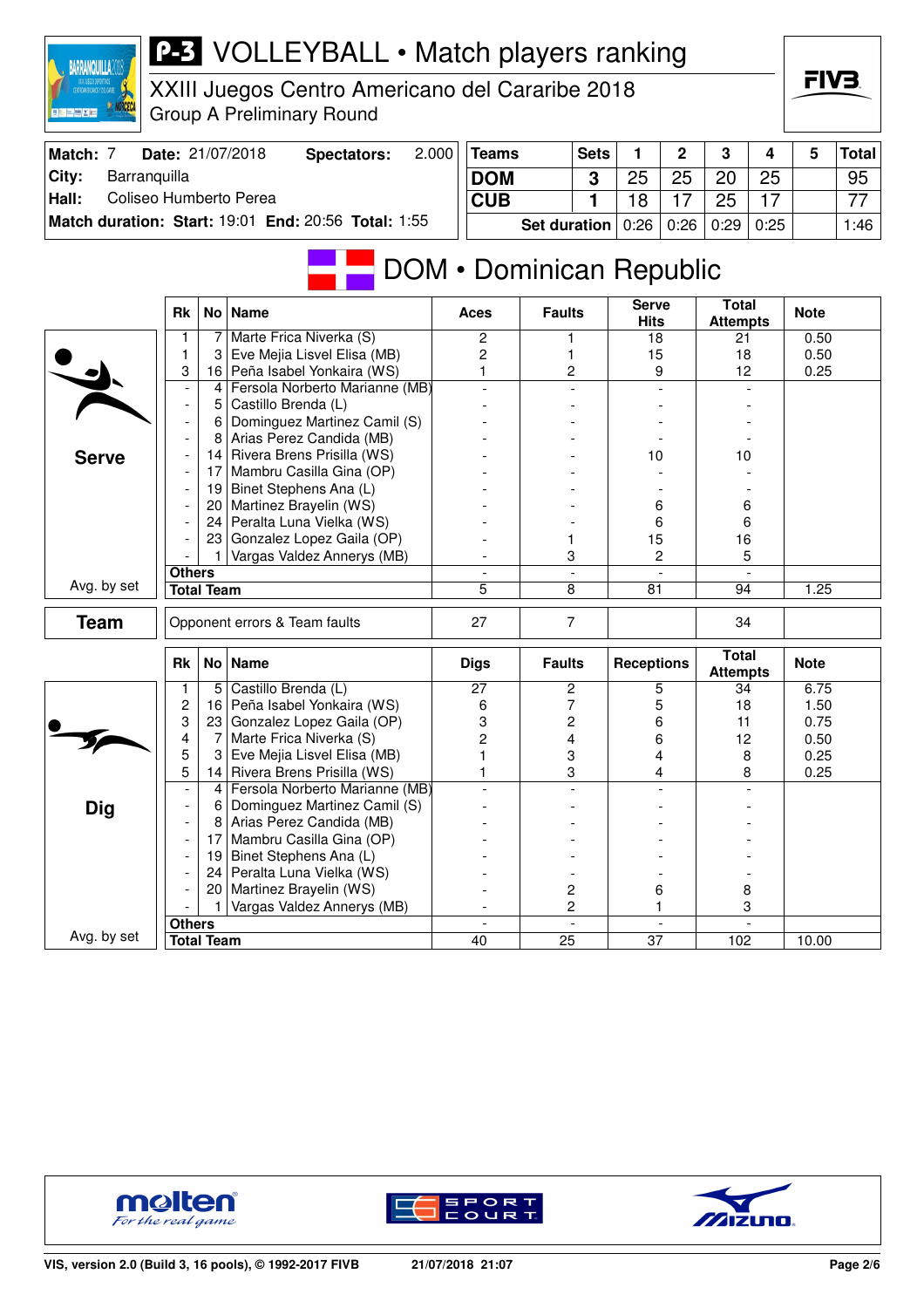# P-3 VOLLEYBALL • Match players ranking

XXIII Juegos Centro Americano del Cararibe 2018
Group A Preliminary Round

| Match: 7 | Date: 21/07/2018 | Spectators: | 2.000 |
|---|---|---|---|
| City: | Barranquilla | | |
| Hall: | Coliseo Humberto Perea | | |
| Match duration: Start: 19:01 | End: 20:56 | Total: 1:55 | |

| Teams | Sets | 1 | 2 | 3 | 4 | 5 | Total |
|---|---|---|---|---|---|---|---|
| DOM | 3 | 25 | 25 | 20 | 25 | | 95 |
| CUB | 1 | 18 | 17 | 25 | 17 | | 77 |
| Set duration | | 0:26 | 0:26 | 0:29 | 0:25 | | 1:46 |

## DOM • Dominican Republic

### Serve

| Rk | No | Name | Aces | Faults | Serve Hits | Total Attempts | Note |
|---|---|---|---|---|---|---|---|
| 1 | 7 | Marte Frica Niverka (S) | 2 | 1 | 18 | 21 | 0.50 |
| 1 | 3 | Eve Mejia Lisvel Elisa (MB) | 2 | 1 | 15 | 18 | 0.50 |
| 3 | 16 | Peña Isabel Yonkaira (WS) | 1 | 2 | 9 | 12 | 0.25 |
| - | 4 | Fersola Norberto Marianne (MB) | - | - | - | - | |
| - | 5 | Castillo Brenda (L) | - | - | - | - | |
| - | 6 | Dominguez Martinez Camil (S) | - | - | - | - | |
| - | 8 | Arias Perez Candida (MB) | - | - | - | - | |
| - | 14 | Rivera Brens Prisilla (WS) | - | - | 10 | 10 | |
| - | 17 | Mambru Casilla Gina (OP) | - | - | - | - | |
| - | 19 | Binet Stephens Ana (L) | - | - | - | - | |
| - | 20 | Martinez Brayelin (WS) | - | - | 6 | 6 | |
| - | 24 | Peralta Luna Vielka (WS) | - | - | 6 | 6 | |
| - | 23 | Gonzalez Lopez Gaila (OP) | - | 1 | 15 | 16 | |
| - | 1 | Vargas Valdez Annerys (MB) | - | 3 | 2 | 5 | |
| Others | | | - | - | - | - | |
| Total Team | | | 5 | 8 | 81 | 94 | 1.25 |

Avg. by set

### Team

| | Aces | Faults | Serve Hits | Total Attempts | Note |
|---|---|---|---|---|---|
| Opponent errors & Team faults | 27 | 7 | | 34 | |

### Dig

| Rk | No | Name | Digs | Faults | Receptions | Total Attempts | Note |
|---|---|---|---|---|---|---|---|
| 1 | 5 | Castillo Brenda (L) | 27 | 2 | 5 | 34 | 6.75 |
| 2 | 16 | Peña Isabel Yonkaira (WS) | 6 | 7 | 5 | 18 | 1.50 |
| 3 | 23 | Gonzalez Lopez Gaila (OP) | 3 | 2 | 6 | 11 | 0.75 |
| 4 | 7 | Marte Frica Niverka (S) | 2 | 4 | 6 | 12 | 0.50 |
| 5 | 3 | Eve Mejia Lisvel Elisa (MB) | 1 | 3 | 4 | 8 | 0.25 |
| 5 | 14 | Rivera Brens Prisilla (WS) | 1 | 3 | 4 | 8 | 0.25 |
| - | 4 | Fersola Norberto Marianne (MB) | - | - | - | - | |
| - | 6 | Dominguez Martinez Camil (S) | - | - | - | - | |
| - | 8 | Arias Perez Candida (MB) | - | - | - | - | |
| - | 17 | Mambru Casilla Gina (OP) | - | - | - | - | |
| - | 19 | Binet Stephens Ana (L) | - | - | - | - | |
| - | 24 | Peralta Luna Vielka (WS) | - | - | - | - | |
| - | 20 | Martinez Brayelin (WS) | - | 2 | 6 | 8 | |
| - | 1 | Vargas Valdez Annerys (MB) | - | 2 | 1 | 3 | |
| Others | | | - | - | - | - | |
| Total Team | | | 40 | 25 | 37 | 102 | 10.00 |

Avg. by set

VIS, version 2.0 (Build 3, 16 pools), © 1992-2017 FIVB — 21/07/2018 21:07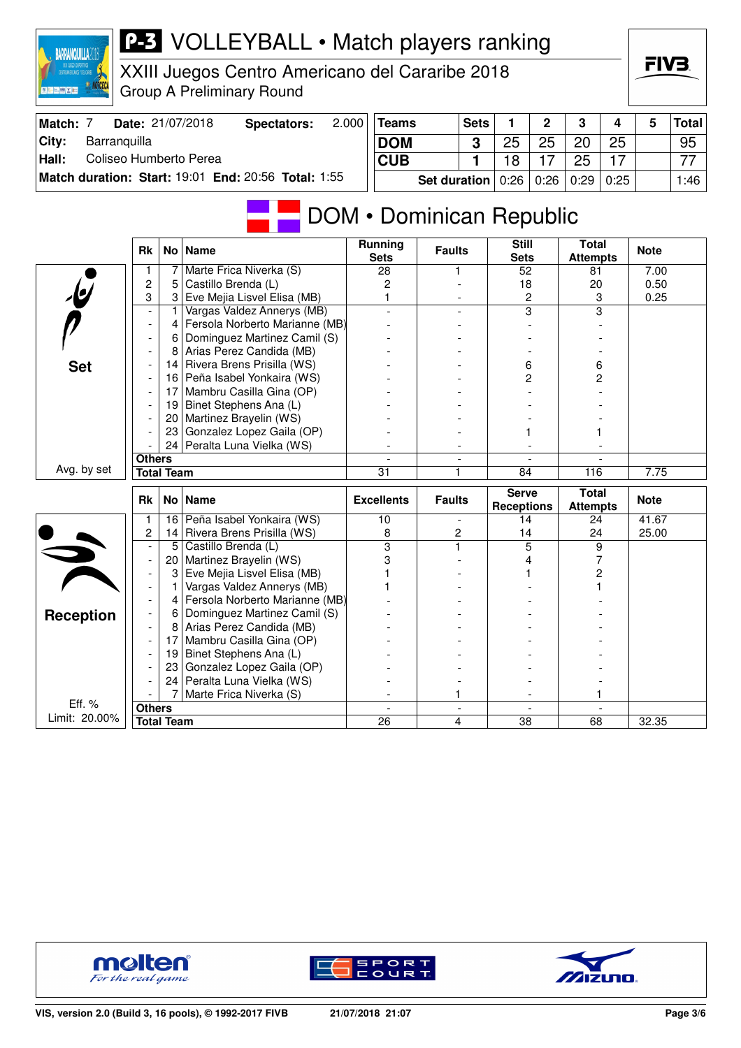# P-3 VOLLEYBALL • Match players ranking

XXIII Juegos Centro Americano del Cararibe 2018
Group A Preliminary Round

| Match: 7 | Date: 21/07/2018 | Spectators: 2.000 |
|---|---|---|
| City: Barranquilla | | |
| Hall: Coliseo Humberto Perea | | |
| Match duration: Start: 19:01 End: 20:56 Total: 1:55 | | |

| Teams | Sets | 1 | 2 | 3 | 4 | 5 | Total |
|---|---|---|---|---|---|---|---|
| DOM | 3 | 25 | 25 | 20 | 25 | | 95 |
| CUB | 1 | 18 | 17 | 25 | 17 | | 77 |
| Set duration | | 0:26 | 0:26 | 0:29 | 0:25 | | 1:46 |

## DOM • Dominican Republic

### Set

| Rk | No | Name | Running Sets | Faults | Still Sets | Total Attempts | Note |
|---|---|---|---|---|---|---|---|
| 1 | 7 | Marte Frica Niverka (S) | 28 | 1 | 52 | 81 | 7.00 |
| 2 | 5 | Castillo Brenda (L) | 2 | - | 18 | 20 | 0.50 |
| 3 | 3 | Eve Mejia Lisvel Elisa (MB) | 1 | - | 2 | 3 | 0.25 |
| - | 1 | Vargas Valdez Annerys (MB) | - | - | 3 | 3 | |
| - | 4 | Fersola Norberto Marianne (MB) | - | - | - | - | |
| - | 6 | Dominguez Martinez Camil (S) | - | - | - | - | |
| - | 8 | Arias Perez Candida (MB) | - | - | - | - | |
| - | 14 | Rivera Brens Prisilla (WS) | - | - | 6 | 6 | |
| - | 16 | Peña Isabel Yonkaira (WS) | - | - | 2 | 2 | |
| - | 17 | Mambru Casilla Gina (OP) | - | - | - | - | |
| - | 19 | Binet Stephens Ana (L) | - | - | - | - | |
| - | 20 | Martinez Brayelin (WS) | - | - | - | - | |
| - | 23 | Gonzalez Lopez Gaila (OP) | - | - | 1 | 1 | |
| - | 24 | Peralta Luna Vielka (WS) | - | - | - | - | |
| Others | | | - | - | - | - | |
| Total Team | | | 31 | 1 | 84 | 116 | 7.75 |

Avg. by set

### Reception

| Rk | No | Name | Excellents | Faults | Serve Receptions | Total Attempts | Note |
|---|---|---|---|---|---|---|---|
| 1 | 16 | Peña Isabel Yonkaira (WS) | 10 | - | 14 | 24 | 41.67 |
| 2 | 14 | Rivera Brens Prisilla (WS) | 8 | 2 | 14 | 24 | 25.00 |
| - | 5 | Castillo Brenda (L) | 3 | 1 | 5 | 9 | |
| - | 20 | Martinez Brayelin (WS) | 3 | - | 4 | 7 | |
| - | 3 | Eve Mejia Lisvel Elisa (MB) | 1 | - | 1 | 2 | |
| - | 1 | Vargas Valdez Annerys (MB) | 1 | - | - | 1 | |
| - | 4 | Fersola Norberto Marianne (MB) | - | - | - | - | |
| - | 6 | Dominguez Martinez Camil (S) | - | - | - | - | |
| - | 8 | Arias Perez Candida (MB) | - | - | - | - | |
| - | 17 | Mambru Casilla Gina (OP) | - | - | - | - | |
| - | 19 | Binet Stephens Ana (L) | - | - | - | - | |
| - | 23 | Gonzalez Lopez Gaila (OP) | - | - | - | - | |
| - | 24 | Peralta Luna Vielka (WS) | - | - | - | - | |
| - | 7 | Marte Frica Niverka (S) | - | 1 | - | 1 | |
| Others | | | - | - | - | - | |
| Total Team | | | 26 | 4 | 38 | 68 | 32.35 |

Eff. %
Limit: 20.00%

VIS, version 2.0 (Build 3, 16 pools), © 1992-2017 FIVB — 21/07/2018 21:07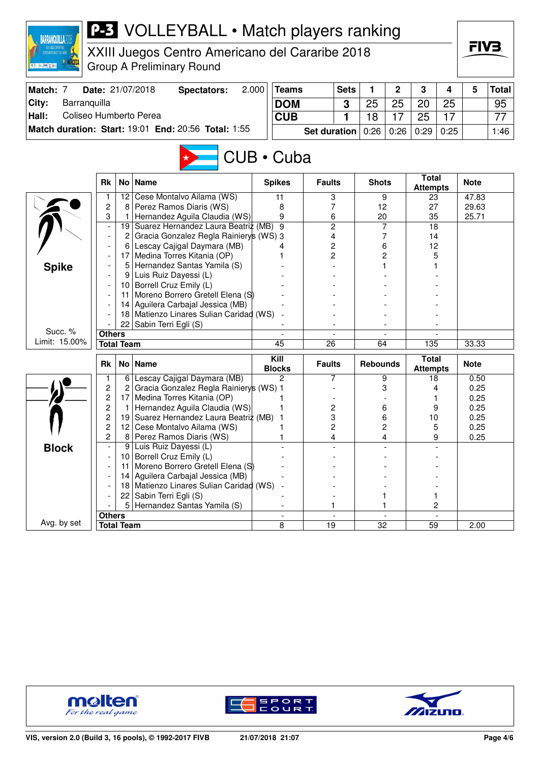# VOLLEYBALL • Match players ranking

XXIII Juegos Centro Americano del Cararibe 2018
Group A Preliminary Round

| Match: 7 | Date: 21/07/2018 | Spectators: | 2.000 |
|---|---|---|---|
| City: | Barranquilla | | |
| Hall: | Coliseo Humberto Perea | | |
| Match duration: Start: 19:01 | End: 20:56 | Total: 1:55 | |

| Teams | Sets | 1 | 2 | 3 | 4 | 5 | Total |
|---|---|---|---|---|---|---|---|
| DOM | 3 | 25 | 25 | 20 | 25 | | 95 |
| CUB | 1 | 18 | 17 | 25 | 17 | | 77 |
| Set duration | | 0:26 | 0:26 | 0:29 | 0:25 | | 1:46 |

## CUB • Cuba

### Spike

Succ. % Limit: 15.00%

| Rk | No | Name | Spikes | Faults | Shots | Total Attempts | Note |
|---|---|---|---|---|---|---|---|
| 1 | 12 | Cese Montalvo Ailama (WS) | 11 | 3 | 9 | 23 | 47.83 |
| 2 | 8 | Perez Ramos Diaris (WS) | 8 | 7 | 12 | 27 | 29.63 |
| 3 | 1 | Hernandez Aguila Claudia (WS) | 9 | 6 | 20 | 35 | 25.71 |
| - | 19 | Suarez Hernandez Laura Beatriz (MB) | 9 | 2 | 7 | 18 | |
| - | 2 | Gracia Gonzalez Regla Rainierys (WS) | 3 | 4 | 7 | 14 | |
| - | 6 | Lescay Cajigal Daymara (MB) | 4 | 2 | 6 | 12 | |
| - | 17 | Medina Torres Kitania (OP) | 1 | 2 | 2 | 5 | |
| - | 5 | Hernandez Santas Yamila (S) | - | - | 1 | 1 | |
| - | 9 | Luis Ruiz Dayessi (L) | - | - | - | - | |
| - | 10 | Borrell Cruz Emily (L) | - | - | - | - | |
| - | 11 | Moreno Borrero Gretell Elena (S) | - | - | - | - | |
| - | 14 | Aguilera Carbajal Jessica (MB) | - | - | - | - | |
| - | 18 | Matienzo Linares Sulian Caridad (WS) | - | - | - | - | |
| - | 22 | Sabin Terri Egli (S) | - | - | - | - | |
| Others | | | - | - | - | - | |
| Total Team | | | 45 | 26 | 64 | 135 | 33.33 |

### Block

Avg. by set

| Rk | No | Name | Kill Blocks | Faults | Rebounds | Total Attempts | Note |
|---|---|---|---|---|---|---|---|
| 1 | 6 | Lescay Cajigal Daymara (MB) | 2 | 7 | 9 | 18 | 0.50 |
| 2 | 2 | Gracia Gonzalez Regla Rainierys (WS) | 1 | - | 3 | 4 | 0.25 |
| 2 | 17 | Medina Torres Kitania (OP) | 1 | - | - | 1 | 0.25 |
| 2 | 1 | Hernandez Aguila Claudia (WS) | 1 | 2 | 6 | 9 | 0.25 |
| 2 | 19 | Suarez Hernandez Laura Beatriz (MB) | 1 | 3 | 6 | 10 | 0.25 |
| 2 | 12 | Cese Montalvo Ailama (WS) | 1 | 2 | 2 | 5 | 0.25 |
| 2 | 8 | Perez Ramos Diaris (WS) | 1 | 4 | 4 | 9 | 0.25 |
| - | 9 | Luis Ruiz Dayessi (L) | - | - | - | - | |
| - | 10 | Borrell Cruz Emily (L) | - | - | - | - | |
| - | 11 | Moreno Borrero Gretell Elena (S) | - | - | - | - | |
| - | 14 | Aguilera Carbajal Jessica (MB) | - | - | - | - | |
| - | 18 | Matienzo Linares Sulian Caridad (WS) | - | - | - | - | |
| - | 22 | Sabin Terri Egli (S) | - | - | 1 | 1 | |
| - | 5 | Hernandez Santas Yamila (S) | - | 1 | 1 | 2 | |
| Others | | | - | - | - | - | |
| Total Team | | | 8 | 19 | 32 | 59 | 2.00 |

VIS, version 2.0 (Build 3, 16 pools), © 1992-2017 FIVB    21/07/2018 21:07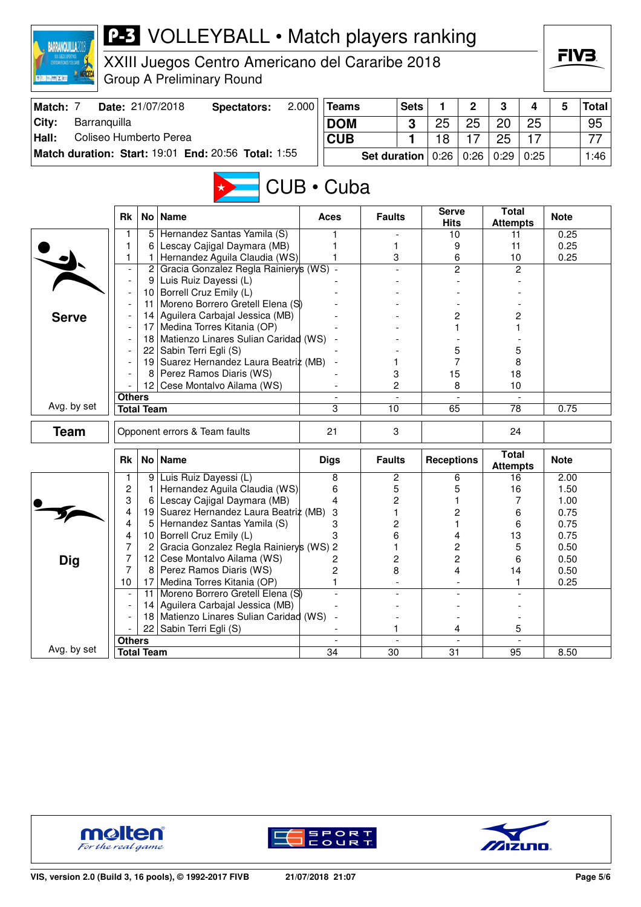# VOLLEYBALL • Match players ranking

XXIII Juegos Centro Americano del Cararibe 2018
Group A Preliminary Round

| Match: 7 | Date: 21/07/2018 | Spectators: | 2.000 |
|---|---|---|---|
| City: | Barranquilla | | |
| Hall: | Coliseo Humberto Perea | | |
| Match duration: | Start: 19:01 | End: 20:56 | Total: 1:55 |

| Teams | Sets | 1 | 2 | 3 | 4 | 5 | Total |
|---|---|---|---|---|---|---|---|
| DOM | 3 | 25 | 25 | 20 | 25 | | 95 |
| CUB | 1 | 18 | 17 | 25 | 17 | | 77 |
| Set duration | | 0:26 | 0:26 | 0:29 | 0:25 | | 1:46 |

## CUB • Cuba

### Serve

| Rk | No | Name | Aces | Faults | Serve Hits | Total Attempts | Note |
|---|---|---|---|---|---|---|---|
| 1 | 5 | Hernandez Santas Yamila (S) | 1 | - | 10 | 11 | 0.25 |
| 1 | 6 | Lescay Cajigal Daymara (MB) | 1 | 1 | 9 | 11 | 0.25 |
| 1 | 1 | Hernandez Aguila Claudia (WS) | 1 | 3 | 6 | 10 | 0.25 |
| - | 2 | Gracia Gonzalez Regla Rainierys (WS) | - | - | 2 | 2 | |
| - | 9 | Luis Ruiz Dayessi (L) | - | - | - | - | |
| - | 10 | Borrell Cruz Emily (L) | - | - | - | - | |
| - | 11 | Moreno Borrero Gretell Elena (S) | - | - | - | - | |
| - | 14 | Aguilera Carbajal Jessica (MB) | - | - | 2 | 2 | |
| - | 17 | Medina Torres Kitania (OP) | - | - | 1 | 1 | |
| - | 18 | Matienzo Linares Sulian Caridad (WS) | - | - | - | - | |
| - | 22 | Sabin Terri Egli (S) | - | - | 5 | 5 | |
| - | 19 | Suarez Hernandez Laura Beatriz (MB) | - | 1 | 7 | 8 | |
| - | 8 | Perez Ramos Diaris (WS) | - | 3 | 15 | 18 | |
| - | 12 | Cese Montalvo Ailama (WS) | - | 2 | 8 | 10 | |
| Others | | | - | - | - | - | |
| Total Team | | | 3 | 10 | 65 | 78 | 0.75 |

Avg. by set

### Team

| | Aces | Faults | | Total Attempts | |
|---|---|---|---|---|---|
| Opponent errors & Team faults | 21 | 3 | | 24 | |

### Dig

| Rk | No | Name | Digs | Faults | Receptions | Total Attempts | Note |
|---|---|---|---|---|---|---|---|
| 1 | 9 | Luis Ruiz Dayessi (L) | 8 | 2 | 6 | 16 | 2.00 |
| 2 | 1 | Hernandez Aguila Claudia (WS) | 6 | 5 | 5 | 16 | 1.50 |
| 3 | 6 | Lescay Cajigal Daymara (MB) | 4 | 2 | 1 | 7 | 1.00 |
| 4 | 19 | Suarez Hernandez Laura Beatriz (MB) | 3 | 1 | 2 | 6 | 0.75 |
| 4 | 5 | Hernandez Santas Yamila (S) | 3 | 2 | 1 | 6 | 0.75 |
| 4 | 10 | Borrell Cruz Emily (L) | 3 | 6 | 4 | 13 | 0.75 |
| 7 | 2 | Gracia Gonzalez Regla Rainierys (WS) | 2 | 1 | 2 | 5 | 0.50 |
| 7 | 12 | Cese Montalvo Ailama (WS) | 2 | 2 | 2 | 6 | 0.50 |
| 7 | 8 | Perez Ramos Diaris (WS) | 2 | 8 | 4 | 14 | 0.50 |
| 10 | 17 | Medina Torres Kitania (OP) | 1 | - | - | 1 | 0.25 |
| - | 11 | Moreno Borrero Gretell Elena (S) | - | - | - | - | |
| - | 14 | Aguilera Carbajal Jessica (MB) | - | - | - | - | |
| - | 18 | Matienzo Linares Sulian Caridad (WS) | - | - | - | - | |
| - | 22 | Sabin Terri Egli (S) | - | 1 | 4 | 5 | |
| Others | | | - | - | - | - | |
| Total Team | | | 34 | 30 | 31 | 95 | 8.50 |

Avg. by set

VIS, version 2.0 (Build 3, 16 pools), © 1992-2017 FIVB — 21/07/2018 21:07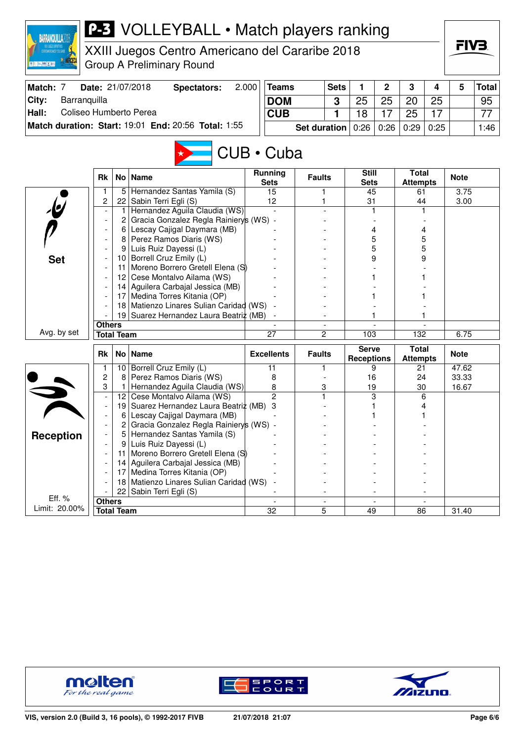# P-3 VOLLEYBALL • Match players ranking

XXIII Juegos Centro Americano del Cararibe 2018
Group A Preliminary Round

| Match: 7 | Date: 21/07/2018 | Spectators: | 2.000 |
|---|---|---|---|
| City: | Barranquilla | | |
| Hall: | Coliseo Humberto Perea | | |
| Match duration: | Start: 19:01 | End: 20:56 | Total: 1:55 |

| Teams | Sets | 1 | 2 | 3 | 4 | 5 | Total |
|---|---|---|---|---|---|---|---|
| DOM | 3 | 25 | 25 | 20 | 25 | | 95 |
| CUB | 1 | 18 | 17 | 25 | 17 | | 77 |
| Set duration | | 0:26 | 0:26 | 0:29 | 0:25 | | 1:46 |

## CUB • Cuba

### Set

| Rk | No | Name | Running Sets | Faults | Still Sets | Total Attempts | Note |
|---|---|---|---|---|---|---|---|
| 1 | 5 | Hernandez Santas Yamila (S) | 15 | 1 | 45 | 61 | 3.75 |
| 2 | 22 | Sabin Terri Egli (S) | 12 | 1 | 31 | 44 | 3.00 |
| - | 1 | Hernandez Aguila Claudia (WS) | - | - | 1 | 1 | |
| - | 2 | Gracia Gonzalez Regla Rainierys (WS) | - | - | - | - | |
| - | 6 | Lescay Cajigal Daymara (MB) | - | - | 4 | 4 | |
| - | 8 | Perez Ramos Diaris (WS) | - | - | 5 | 5 | |
| - | 9 | Luis Ruiz Dayessi (L) | - | - | 5 | 5 | |
| - | 10 | Borrell Cruz Emily (L) | - | - | 9 | 9 | |
| - | 11 | Moreno Borrero Gretell Elena (S) | - | - | - | - | |
| - | 12 | Cese Montalvo Ailama (WS) | - | - | 1 | 1 | |
| - | 14 | Aguilera Carbajal Jessica (MB) | - | - | - | - | |
| - | 17 | Medina Torres Kitania (OP) | - | - | 1 | 1 | |
| - | 18 | Matienzo Linares Sulian Caridad (WS) | - | - | - | - | |
| - | 19 | Suarez Hernandez Laura Beatriz (MB) | - | - | 1 | 1 | |
| Others | | | - | - | - | - | |
| Total Team | | | 27 | 2 | 103 | 132 | 6.75 |

Avg. by set

### Reception

| Rk | No | Name | Excellents | Faults | Serve Receptions | Total Attempts | Note |
|---|---|---|---|---|---|---|---|
| 1 | 10 | Borrell Cruz Emily (L) | 11 | 1 | 9 | 21 | 47.62 |
| 2 | 8 | Perez Ramos Diaris (WS) | 8 | - | 16 | 24 | 33.33 |
| 3 | 1 | Hernandez Aguila Claudia (WS) | 8 | 3 | 19 | 30 | 16.67 |
| - | 12 | Cese Montalvo Ailama (WS) | 2 | 1 | 3 | 6 | |
| - | 19 | Suarez Hernandez Laura Beatriz (MB) | 3 | - | 1 | 4 | |
| - | 6 | Lescay Cajigal Daymara (MB) | - | - | 1 | 1 | |
| - | 2 | Gracia Gonzalez Regla Rainierys (WS) | - | - | - | - | |
| - | 5 | Hernandez Santas Yamila (S) | - | - | - | - | |
| - | 9 | Luis Ruiz Dayessi (L) | - | - | - | - | |
| - | 11 | Moreno Borrero Gretell Elena (S) | - | - | - | - | |
| - | 14 | Aguilera Carbajal Jessica (MB) | - | - | - | - | |
| - | 17 | Medina Torres Kitania (OP) | - | - | - | - | |
| - | 18 | Matienzo Linares Sulian Caridad (WS) | - | - | - | - | |
| - | 22 | Sabin Terri Egli (S) | - | - | - | - | |
| Others | | | - | - | - | - | |
| Total Team | | | 32 | 5 | 49 | 86 | 31.40 |

Eff. %
Limit: 20.00%

VIS, version 2.0 (Build 3, 16 pools), © 1992-2017 FIVB    21/07/2018 21:07